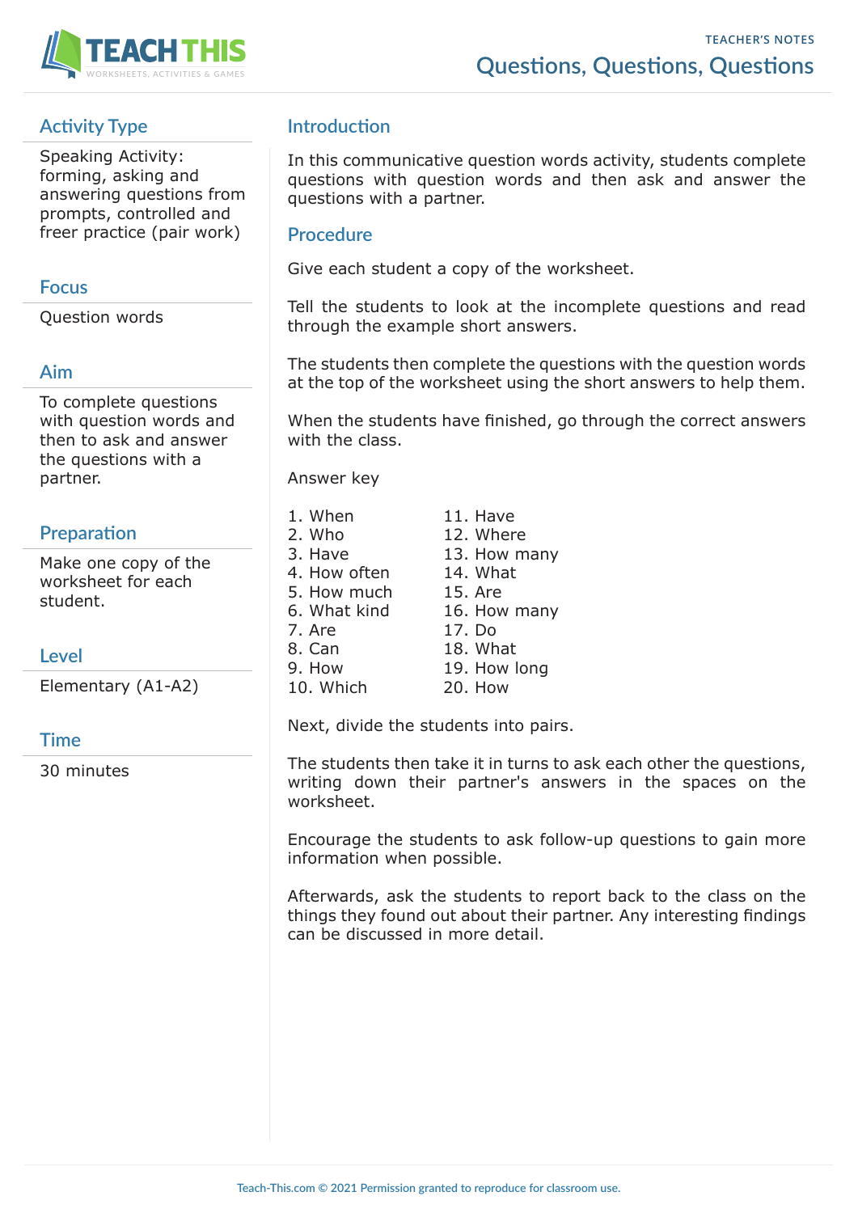TEACHER'S NOTES

# Questions, Questions, Questions

## Activity Type

Speaking Activity: forming, asking and answering questions from prompts, controlled and freer practice (pair work)

## Focus

Question words

## Aim

To complete questions with question words and then to ask and answer the questions with a partner.

## Preparation

Make one copy of the worksheet for each student.

## Level

Elementary (A1-A2)

## Time

30 minutes

## Introduction

In this communicative question words activity, students complete questions with question words and then ask and answer the questions with a partner.

## Procedure

Give each student a copy of the worksheet.

Tell the students to look at the incomplete questions and read through the example short answers.

The students then complete the questions with the question words at the top of the worksheet using the short answers to help them.

When the students have finished, go through the correct answers with the class.

Answer key

1. When
2. Who
3. Have
4. How often
5. How much
6. What kind
7. Are
8. Can
9. How
10. Which
11. Have
12. Where
13. How many
14. What
15. Are
16. How many
17. Do
18. What
19. How long
20. How

Next, divide the students into pairs.

The students then take it in turns to ask each other the questions, writing down their partner's answers in the spaces on the worksheet.

Encourage the students to ask follow-up questions to gain more information when possible.

Afterwards, ask the students to report back to the class on the things they found out about their partner. Any interesting findings can be discussed in more detail.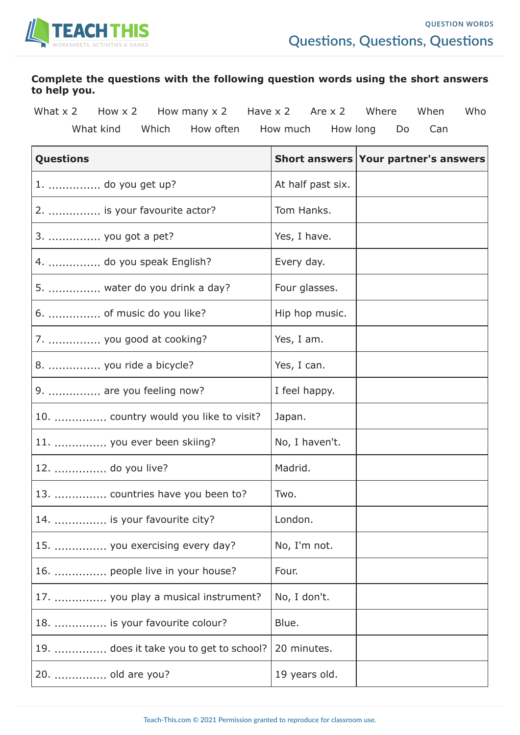## QUESTION WORDS

# Questions, Questions, Questions

**Complete the questions with the following question words using the short answers to help you.**

What x 2 How x 2 How many x 2 Have x 2 Are x 2 Where When Who
What kind Which How often How much How long Do Can

| Questions | Short answers | Your partner's answers |
|---|---|---|
| 1. ............... do you get up? | At half past six. | |
| 2. ............... is your favourite actor? | Tom Hanks. | |
| 3. ............... you got a pet? | Yes, I have. | |
| 4. ............... do you speak English? | Every day. | |
| 5. ............... water do you drink a day? | Four glasses. | |
| 6. ............... of music do you like? | Hip hop music. | |
| 7. ............... you good at cooking? | Yes, I am. | |
| 8. ............... you ride a bicycle? | Yes, I can. | |
| 9. ............... are you feeling now? | I feel happy. | |
| 10. ............... country would you like to visit? | Japan. | |
| 11. ............... you ever been skiing? | No, I haven't. | |
| 12. ............... do you live? | Madrid. | |
| 13. ............... countries have you been to? | Two. | |
| 14. ............... is your favourite city? | London. | |
| 15. ............... you exercising every day? | No, I'm not. | |
| 16. ............... people live in your house? | Four. | |
| 17. ............... you play a musical instrument? | No, I don't. | |
| 18. ............... is your favourite colour? | Blue. | |
| 19. ............... does it take you to get to school? | 20 minutes. | |
| 20. ............... old are you? | 19 years old. | |